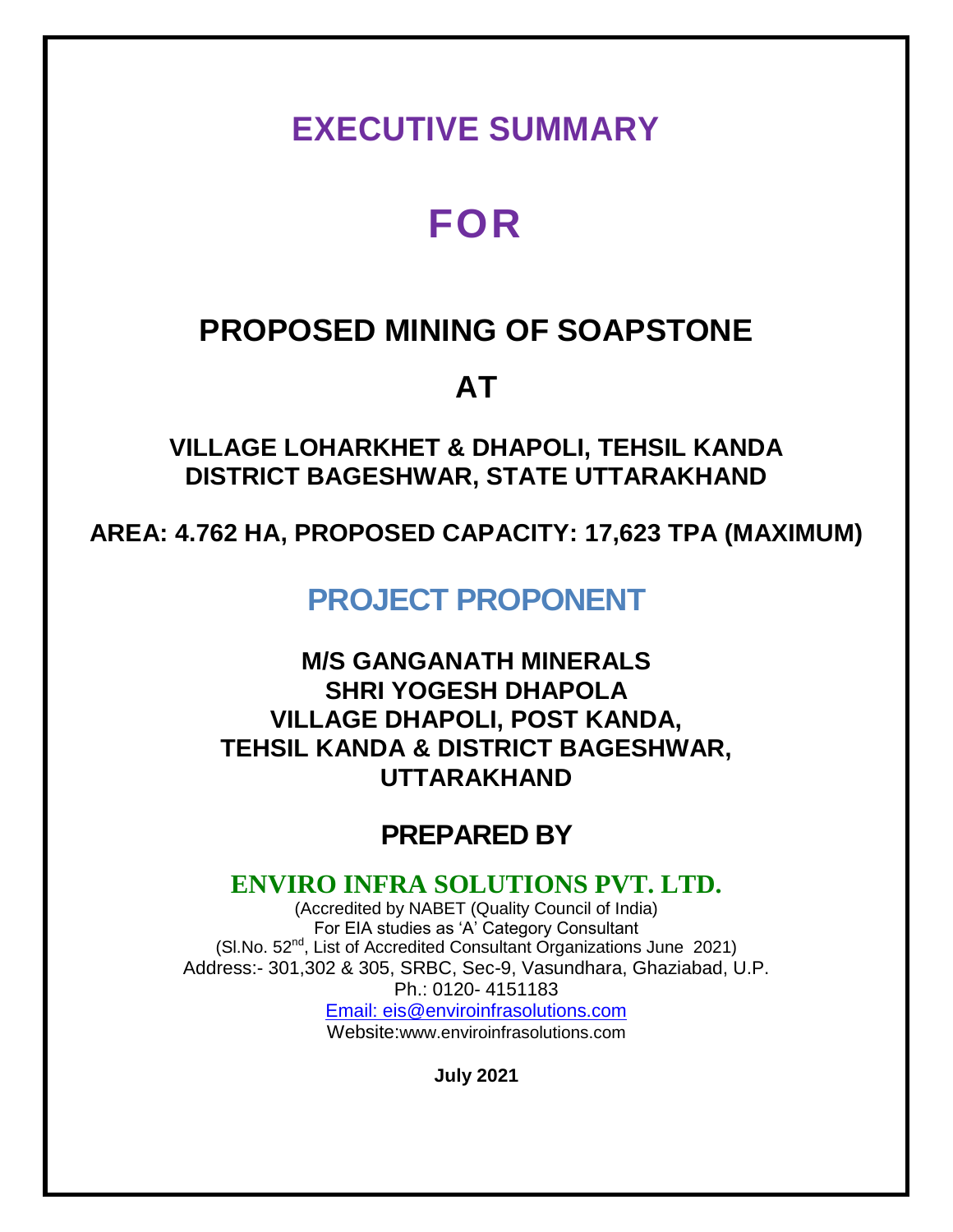# EXECUTIVE SUMMARY

# FOR

## PROPOSED MINING OF SOAPSTONE

## AT

### VILLAGE LOHARKHET & DHAPOLI, TEHSIL KANDA DISTRICT BAGESHWAR, STATE UTTARAKHAND

**AREA: 4.762 HA, PROPOSED CAPACITY: 17,623 TPA (MAXIMUM)**

## PROJECT PROPONENT

**M/S GANGANATH MINERALS**
**SHRI YOGESH DHAPOLA**
**VILLAGE DHAPOLI, POST KANDA,**
**TEHSIL KANDA & DISTRICT BAGESHWAR,**
**UTTARAKHAND**

## PREPARED BY

**ENVIRO INFRA SOLUTIONS PVT. LTD.**

(Accredited by NABET (Quality Council of India)
For EIA studies as 'A' Category Consultant
(Sl.No. 52nd, List of Accredited Consultant Organizations June 2021)
Address:- 301,302 & 305, SRBC, Sec-9, Vasundhara, Ghaziabad, U.P.
Ph.: 0120- 4151183
Email: eis@enviroinfrasolutions.com
Website:www.enviroinfrasolutions.com

**July 2021**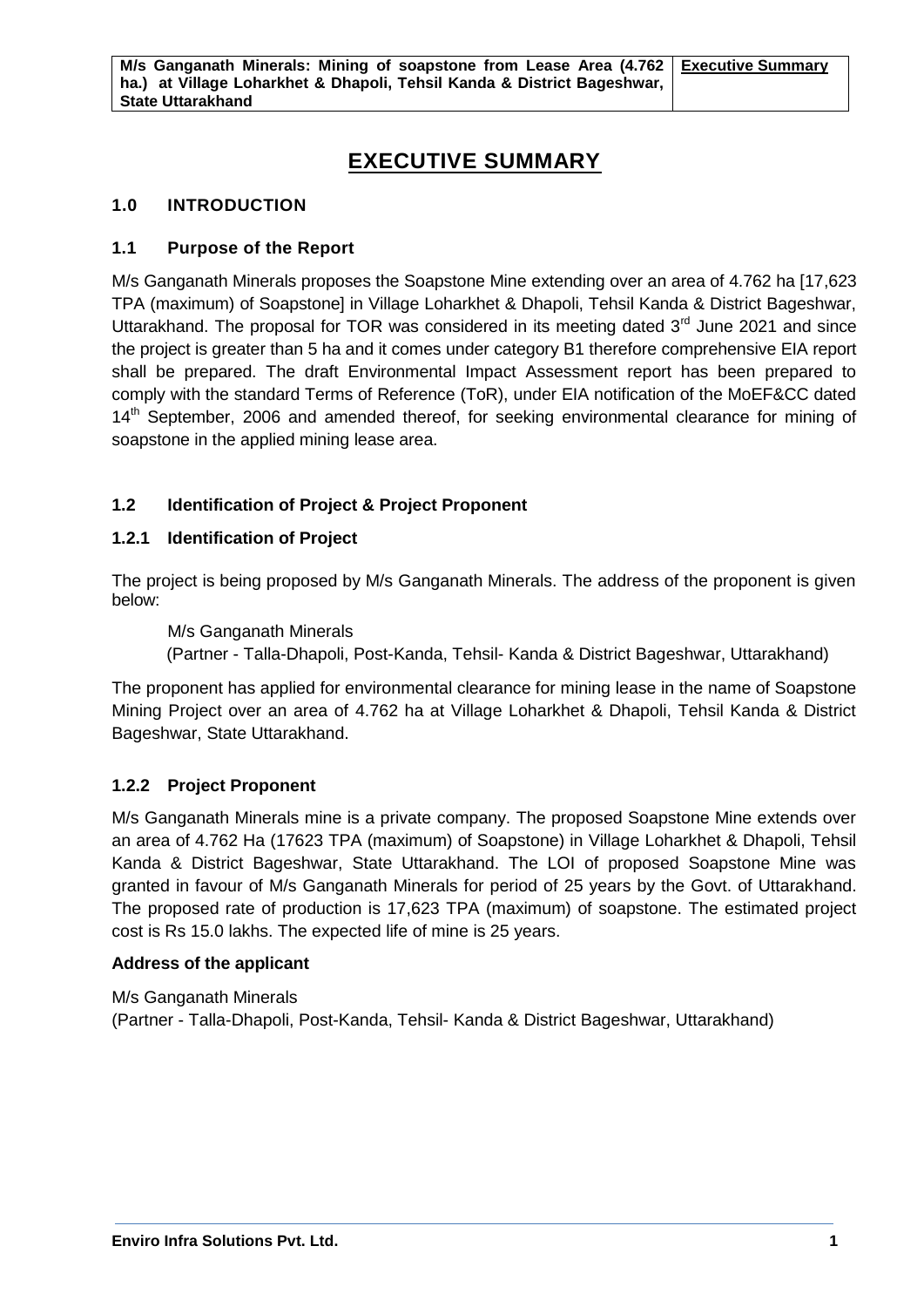# EXECUTIVE SUMMARY

## 1.0 INTRODUCTION

### 1.1 Purpose of the Report

M/s Ganganath Minerals proposes the Soapstone Mine extending over an area of 4.762 ha [17,623 TPA (maximum) of Soapstone] in Village Loharkhet & Dhapoli, Tehsil Kanda & District Bageshwar, Uttarakhand. The proposal for TOR was considered in its meeting dated 3rd June 2021 and since the project is greater than 5 ha and it comes under category B1 therefore comprehensive EIA report shall be prepared. The draft Environmental Impact Assessment report has been prepared to comply with the standard Terms of Reference (ToR), under EIA notification of the MoEF&CC dated 14th September, 2006 and amended thereof, for seeking environmental clearance for mining of soapstone in the applied mining lease area.

### 1.2 Identification of Project & Project Proponent

#### 1.2.1 Identification of Project

The project is being proposed by M/s Ganganath Minerals. The address of the proponent is given below:

M/s Ganganath Minerals
(Partner - Talla-Dhapoli, Post-Kanda, Tehsil- Kanda & District Bageshwar, Uttarakhand)

The proponent has applied for environmental clearance for mining lease in the name of Soapstone Mining Project over an area of 4.762 ha at Village Loharkhet & Dhapoli, Tehsil Kanda & District Bageshwar, State Uttarakhand.

#### 1.2.2 Project Proponent

M/s Ganganath Minerals mine is a private company. The proposed Soapstone Mine extends over an area of 4.762 Ha (17623 TPA (maximum) of Soapstone) in Village Loharkhet & Dhapoli, Tehsil Kanda & District Bageshwar, State Uttarakhand. The LOI of proposed Soapstone Mine was granted in favour of M/s Ganganath Minerals for period of 25 years by the Govt. of Uttarakhand. The proposed rate of production is 17,623 TPA (maximum) of soapstone. The estimated project cost is Rs 15.0 lakhs. The expected life of mine is 25 years.

**Address of the applicant**

M/s Ganganath Minerals
(Partner - Talla-Dhapoli, Post-Kanda, Tehsil- Kanda & District Bageshwar, Uttarakhand)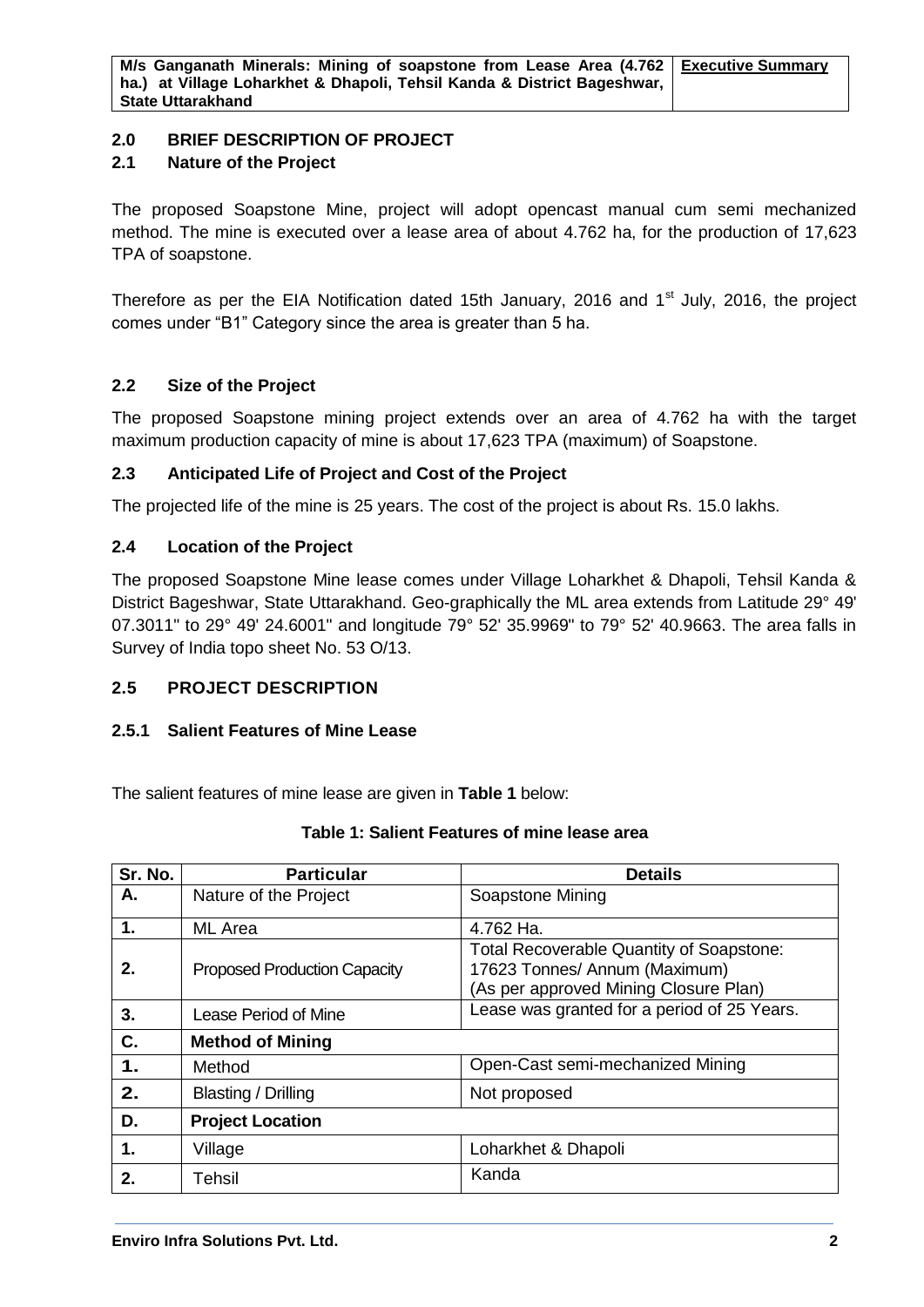## 2.0 BRIEF DESCRIPTION OF PROJECT

### 2.1 Nature of the Project

The proposed Soapstone Mine, project will adopt opencast manual cum semi mechanized method. The mine is executed over a lease area of about 4.762 ha, for the production of 17,623 TPA of soapstone.

Therefore as per the EIA Notification dated 15th January, 2016 and 1st July, 2016, the project comes under "B1" Category since the area is greater than 5 ha.

### 2.2 Size of the Project

The proposed Soapstone mining project extends over an area of 4.762 ha with the target maximum production capacity of mine is about 17,623 TPA (maximum) of Soapstone.

### 2.3 Anticipated Life of Project and Cost of the Project

The projected life of the mine is 25 years. The cost of the project is about Rs. 15.0 lakhs.

### 2.4 Location of the Project

The proposed Soapstone Mine lease comes under Village Loharkhet & Dhapoli, Tehsil Kanda & District Bageshwar, State Uttarakhand. Geo-graphically the ML area extends from Latitude 29° 49' 07.3011" to 29° 49' 24.6001" and longitude 79° 52' 35.9969" to 79° 52' 40.9663. The area falls in Survey of India topo sheet No. 53 O/13.

### 2.5 PROJECT DESCRIPTION

#### 2.5.1 Salient Features of Mine Lease

The salient features of mine lease are given in **Table 1** below:

**Table 1: Salient Features of mine lease area**

| Sr. No. | Particular | Details |
|---|---|---|
| **A.** | Nature of the Project | Soapstone Mining |
| **1.** | ML Area | 4.762 Ha. |
| **2.** | Proposed Production Capacity | Total Recoverable Quantity of Soapstone: 17623 Tonnes/ Annum (Maximum) (As per approved Mining Closure Plan) |
| **3.** | Lease Period of Mine | Lease was granted for a period of 25 Years. |
| **C.** | **Method of Mining** | |
| **1.** | Method | Open-Cast semi-mechanized Mining |
| **2.** | Blasting / Drilling | Not proposed |
| **D.** | **Project Location** | |
| **1.** | Village | Loharkhet & Dhapoli |
| **2.** | Tehsil | Kanda |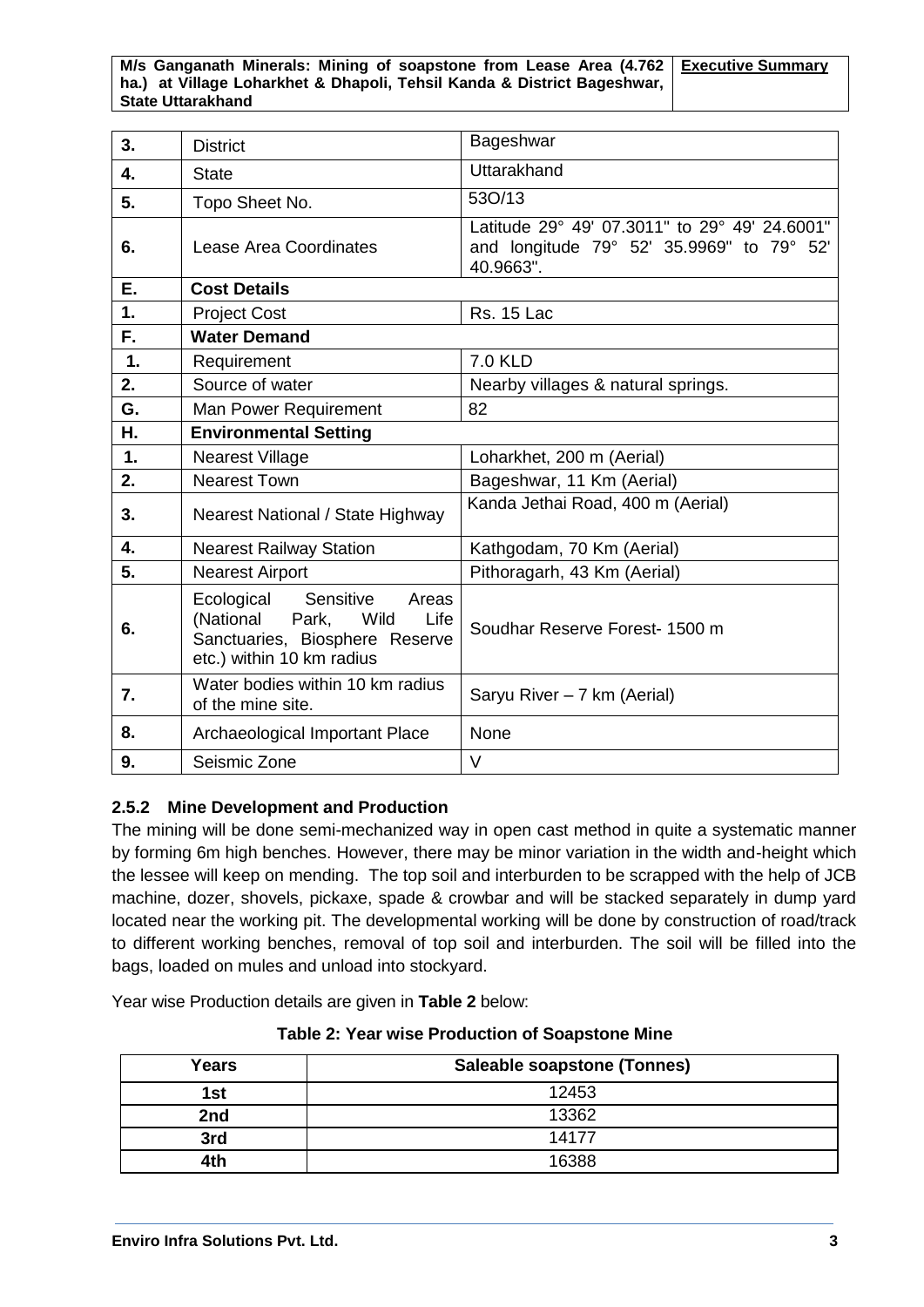| 3. | District | Bageshwar |
|---|---|---|
| 4. | State | Uttarakhand |
| 5. | Topo Sheet No. | 53O/13 |
| 6. | Lease Area Coordinates | Latitude 29° 49' 07.3011" to 29° 49' 24.6001" and longitude 79° 52' 35.9969" to 79° 52' 40.9663". |
| **E.** | **Cost Details** | |
| 1. | Project Cost | Rs. 15 Lac |
| **F.** | **Water Demand** | |
| 1. | Requirement | 7.0 KLD |
| 2. | Source of water | Nearby villages & natural springs. |
| **G.** | Man Power Requirement | 82 |
| **H.** | **Environmental Setting** | |
| 1. | Nearest Village | Loharkhet, 200 m (Aerial) |
| 2. | Nearest Town | Bageshwar, 11 Km (Aerial) |
| 3. | Nearest National / State Highway | Kanda Jethai Road, 400 m (Aerial) |
| 4. | Nearest Railway Station | Kathgodam, 70 Km (Aerial) |
| 5. | Nearest Airport | Pithoragarh, 43 Km (Aerial) |
| 6. | Ecological Sensitive Areas (National Park, Wild Life Sanctuaries, Biosphere Reserve etc.) within 10 km radius | Soudhar Reserve Forest- 1500 m |
| 7. | Water bodies within 10 km radius of the mine site. | Saryu River – 7 km (Aerial) |
| 8. | Archaeological Important Place | None |
| 9. | Seismic Zone | V |

### 2.5.2 Mine Development and Production

The mining will be done semi-mechanized way in open cast method in quite a systematic manner by forming 6m high benches. However, there may be minor variation in the width and-height which the lessee will keep on mending. The top soil and interburden to be scrapped with the help of JCB machine, dozer, shovels, pickaxe, spade & crowbar and will be stacked separately in dump yard located near the working pit. The developmental working will be done by construction of road/track to different working benches, removal of top soil and interburden. The soil will be filled into the bags, loaded on mules and unload into stockyard.

Year wise Production details are given in **Table 2** below:

**Table 2: Year wise Production of Soapstone Mine**

| Years | Saleable soapstone (Tonnes) |
|---|---|
| 1st | 12453 |
| 2nd | 13362 |
| 3rd | 14177 |
| 4th | 16388 |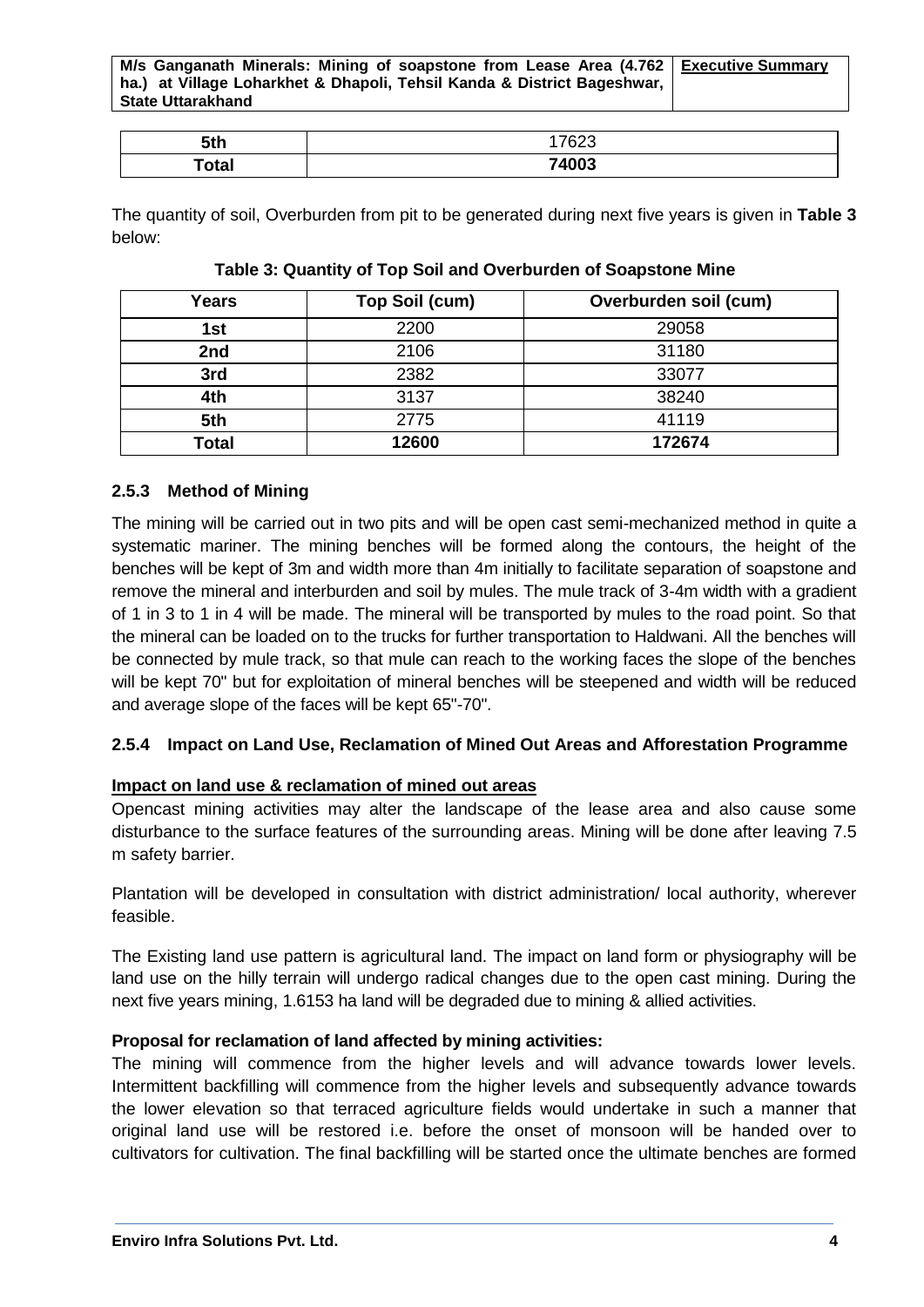| 5th | 17623 |
|---|---|
| **Total** | **74003** |

The quantity of soil, Overburden from pit to be generated during next five years is given in **Table 3** below:

**Table 3: Quantity of Top Soil and Overburden of Soapstone Mine**

| Years | Top Soil (cum) | Overburden soil (cum) |
|---|---|---|
| 1st | 2200 | 29058 |
| 2nd | 2106 | 31180 |
| 3rd | 2382 | 33077 |
| 4th | 3137 | 38240 |
| 5th | 2775 | 41119 |
| **Total** | **12600** | **172674** |

### 2.5.3 Method of Mining

The mining will be carried out in two pits and will be open cast semi-mechanized method in quite a systematic mariner. The mining benches will be formed along the contours, the height of the benches will be kept of 3m and width more than 4m initially to facilitate separation of soapstone and remove the mineral and interburden and soil by mules. The mule track of 3-4m width with a gradient of 1 in 3 to 1 in 4 will be made. The mineral will be transported by mules to the road point. So that the mineral can be loaded on to the trucks for further transportation to Haldwani. All the benches will be connected by mule track, so that mule can reach to the working faces the slope of the benches will be kept 70" but for exploitation of mineral benches will be steepened and width will be reduced and average slope of the faces will be kept 65"-70".

### 2.5.4 Impact on Land Use, Reclamation of Mined Out Areas and Afforestation Programme

**Impact on land use & reclamation of mined out areas**

Opencast mining activities may alter the landscape of the lease area and also cause some disturbance to the surface features of the surrounding areas. Mining will be done after leaving 7.5 m safety barrier.

Plantation will be developed in consultation with district administration/ local authority, wherever feasible.

The Existing land use pattern is agricultural land. The impact on land form or physiography will be land use on the hilly terrain will undergo radical changes due to the open cast mining. During the next five years mining, 1.6153 ha land will be degraded due to mining & allied activities.

**Proposal for reclamation of land affected by mining activities:**

The mining will commence from the higher levels and will advance towards lower levels. Intermittent backfilling will commence from the higher levels and subsequently advance towards the lower elevation so that terraced agriculture fields would undertake in such a manner that original land use will be restored i.e. before the onset of monsoon will be handed over to cultivators for cultivation. The final backfilling will be started once the ultimate benches are formed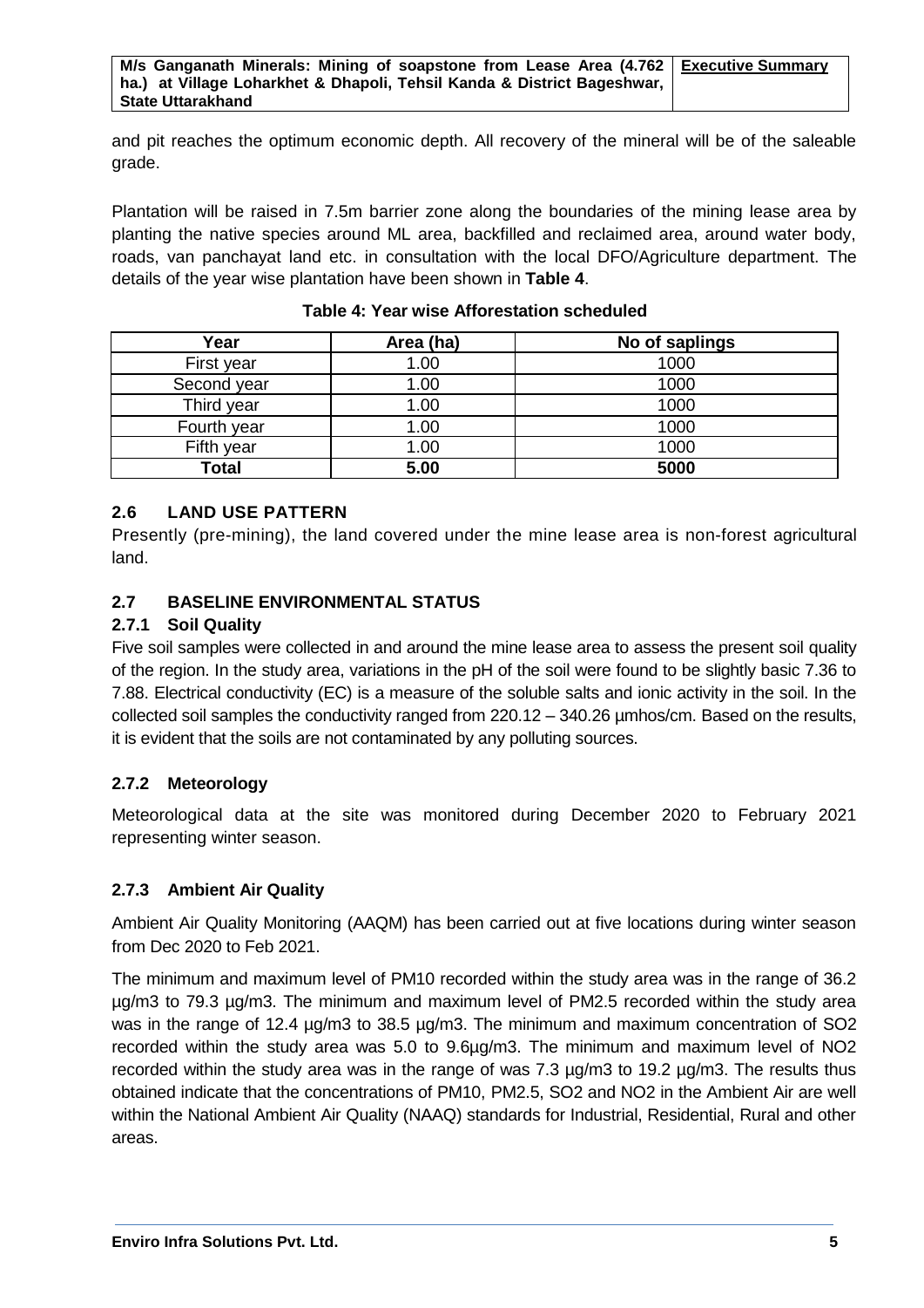and pit reaches the optimum economic depth. All recovery of the mineral will be of the saleable grade.

Plantation will be raised in 7.5m barrier zone along the boundaries of the mining lease area by planting the native species around ML area, backfilled and reclaimed area, around water body, roads, van panchayat land etc. in consultation with the local DFO/Agriculture department. The details of the year wise plantation have been shown in **Table 4**.

**Table 4: Year wise Afforestation scheduled**

| Year | Area (ha) | No of saplings |
|---|---|---|
| First year | 1.00 | 1000 |
| Second year | 1.00 | 1000 |
| Third year | 1.00 | 1000 |
| Fourth year | 1.00 | 1000 |
| Fifth year | 1.00 | 1000 |
| **Total** | **5.00** | **5000** |

## 2.6 LAND USE PATTERN

Presently (pre-mining), the land covered under the mine lease area is non-forest agricultural land.

## 2.7 BASELINE ENVIRONMENTAL STATUS

### 2.7.1 Soil Quality

Five soil samples were collected in and around the mine lease area to assess the present soil quality of the region. In the study area, variations in the pH of the soil were found to be slightly basic 7.36 to 7.88. Electrical conductivity (EC) is a measure of the soluble salts and ionic activity in the soil. In the collected soil samples the conductivity ranged from 220.12 – 340.26 µmhos/cm. Based on the results, it is evident that the soils are not contaminated by any polluting sources.

### 2.7.2 Meteorology

Meteorological data at the site was monitored during December 2020 to February 2021 representing winter season.

### 2.7.3 Ambient Air Quality

Ambient Air Quality Monitoring (AAQM) has been carried out at five locations during winter season from Dec 2020 to Feb 2021.

The minimum and maximum level of $PM_{10}$ recorded within the study area was in the range of 36.2 µg/m3 to 79.3 µg/m3. The minimum and maximum level of $PM_{2.5}$ recorded within the study area was in the range of 12.4 µg/m3 to 38.5 µg/m3. The minimum and maximum concentration of $SO_2$ recorded within the study area was 5.0 to 9.6µg/m3. The minimum and maximum level of $NO_2$ recorded within the study area was in the range of was 7.3 µg/m3 to 19.2 µg/m3. The results thus obtained indicate that the concentrations of $PM_{10}$, $PM_{2.5}$, $SO_2$ and $NO_2$ in the Ambient Air are well within the National Ambient Air Quality (NAAQ) standards for Industrial, Residential, Rural and other areas.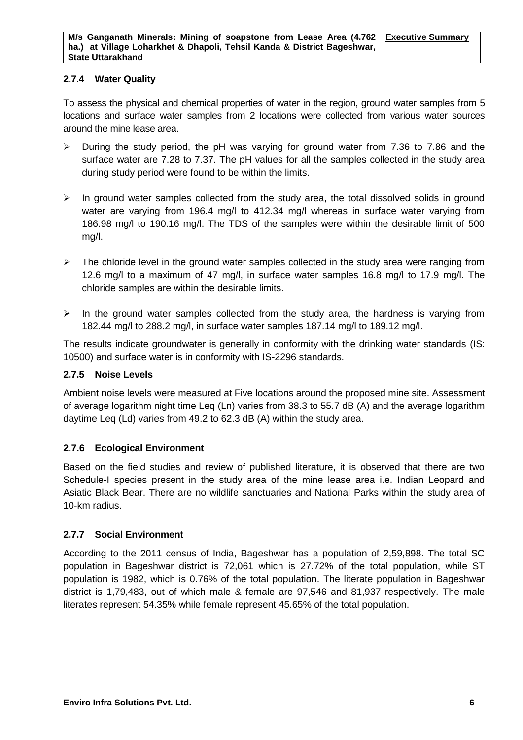### 2.7.4 Water Quality

To assess the physical and chemical properties of water in the region, ground water samples from 5 locations and surface water samples from 2 locations were collected from various water sources around the mine lease area.

- During the study period, the pH was varying for ground water from 7.36 to 7.86 and the surface water are 7.28 to 7.37. The pH values for all the samples collected in the study area during study period were found to be within the limits.
- In ground water samples collected from the study area, the total dissolved solids in ground water are varying from 196.4 mg/l to 412.34 mg/l whereas in surface water varying from 186.98 mg/l to 190.16 mg/l. The TDS of the samples were within the desirable limit of 500 mg/l.
- The chloride level in the ground water samples collected in the study area were ranging from 12.6 mg/l to a maximum of 47 mg/l, in surface water samples 16.8 mg/l to 17.9 mg/l. The chloride samples are within the desirable limits.
- In the ground water samples collected from the study area, the hardness is varying from 182.44 mg/l to 288.2 mg/l, in surface water samples 187.14 mg/l to 189.12 mg/l.

The results indicate groundwater is generally in conformity with the drinking water standards (IS: 10500) and surface water is in conformity with IS-2296 standards.

### 2.7.5 Noise Levels

Ambient noise levels were measured at Five locations around the proposed mine site. Assessment of average logarithm night time Leq (Ln) varies from 38.3 to 55.7 dB (A) and the average logarithm daytime Leq (Ld) varies from 49.2 to 62.3 dB (A) within the study area.

### 2.7.6 Ecological Environment

Based on the field studies and review of published literature, it is observed that there are two Schedule-I species present in the study area of the mine lease area i.e. Indian Leopard and Asiatic Black Bear. There are no wildlife sanctuaries and National Parks within the study area of 10-km radius.

### 2.7.7 Social Environment

According to the 2011 census of India, Bageshwar has a population of 2,59,898. The total SC population in Bageshwar district is 72,061 which is 27.72% of the total population, while ST population is 1982, which is 0.76% of the total population. The literate population in Bageshwar district is 1,79,483, out of which male & female are 97,546 and 81,937 respectively. The male literates represent 54.35% while female represent 45.65% of the total population.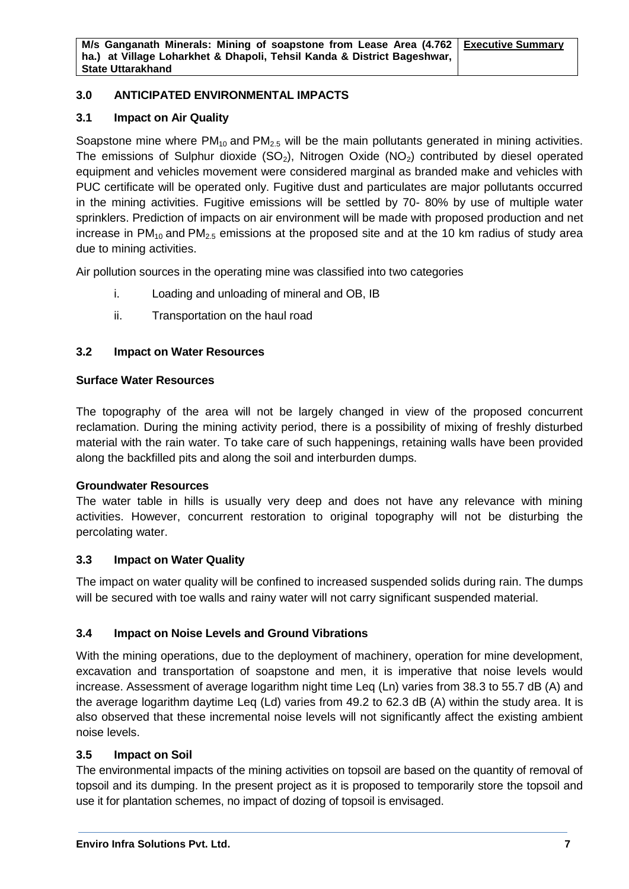## 3.0 ANTICIPATED ENVIRONMENTAL IMPACTS

### 3.1 Impact on Air Quality

Soapstone mine where $PM_{10}$ and $PM_{2.5}$ will be the main pollutants generated in mining activities. The emissions of Sulphur dioxide ($SO_2$), Nitrogen Oxide ($NO_2$) contributed by diesel operated equipment and vehicles movement were considered marginal as branded make and vehicles with PUC certificate will be operated only. Fugitive dust and particulates are major pollutants occurred in the mining activities. Fugitive emissions will be settled by 70- 80% by use of multiple water sprinklers. Prediction of impacts on air environment will be made with proposed production and net increase in $PM_{10}$ and $PM_{2.5}$ emissions at the proposed site and at the 10 km radius of study area due to mining activities.

Air pollution sources in the operating mine was classified into two categories

i. Loading and unloading of mineral and OB, IB

ii. Transportation on the haul road

### 3.2 Impact on Water Resources

**Surface Water Resources**

The topography of the area will not be largely changed in view of the proposed concurrent reclamation. During the mining activity period, there is a possibility of mixing of freshly disturbed material with the rain water. To take care of such happenings, retaining walls have been provided along the backfilled pits and along the soil and interburden dumps.

**Groundwater Resources**

The water table in hills is usually very deep and does not have any relevance with mining activities. However, concurrent restoration to original topography will not be disturbing the percolating water.

### 3.3 Impact on Water Quality

The impact on water quality will be confined to increased suspended solids during rain. The dumps will be secured with toe walls and rainy water will not carry significant suspended material.

### 3.4 Impact on Noise Levels and Ground Vibrations

With the mining operations, due to the deployment of machinery, operation for mine development, excavation and transportation of soapstone and men, it is imperative that noise levels would increase. Assessment of average logarithm night time Leq (Ln) varies from 38.3 to 55.7 dB (A) and the average logarithm daytime Leq (Ld) varies from 49.2 to 62.3 dB (A) within the study area. It is also observed that these incremental noise levels will not significantly affect the existing ambient noise levels.

### 3.5 Impact on Soil

The environmental impacts of the mining activities on topsoil are based on the quantity of removal of topsoil and its dumping. In the present project as it is proposed to temporarily store the topsoil and use it for plantation schemes, no impact of dozing of topsoil is envisaged.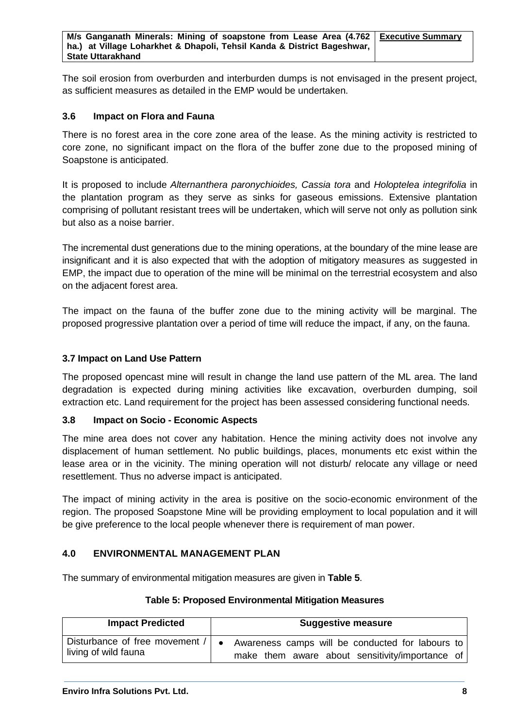The soil erosion from overburden and interburden dumps is not envisaged in the present project, as sufficient measures as detailed in the EMP would be undertaken.

### 3.6 Impact on Flora and Fauna

There is no forest area in the core zone area of the lease. As the mining activity is restricted to core zone, no significant impact on the flora of the buffer zone due to the proposed mining of Soapstone is anticipated.

It is proposed to include *Alternanthera paronychioides, Cassia tora* and *Holoptelea integrifolia* in the plantation program as they serve as sinks for gaseous emissions. Extensive plantation comprising of pollutant resistant trees will be undertaken, which will serve not only as pollution sink but also as a noise barrier.

The incremental dust generations due to the mining operations, at the boundary of the mine lease are insignificant and it is also expected that with the adoption of mitigatory measures as suggested in EMP, the impact due to operation of the mine will be minimal on the terrestrial ecosystem and also on the adjacent forest area.

The impact on the fauna of the buffer zone due to the mining activity will be marginal. The proposed progressive plantation over a period of time will reduce the impact, if any, on the fauna.

### 3.7 Impact on Land Use Pattern

The proposed opencast mine will result in change the land use pattern of the ML area. The land degradation is expected during mining activities like excavation, overburden dumping, soil extraction etc. Land requirement for the project has been assessed considering functional needs.

### 3.8 Impact on Socio - Economic Aspects

The mine area does not cover any habitation. Hence the mining activity does not involve any displacement of human settlement. No public buildings, places, monuments etc exist within the lease area or in the vicinity. The mining operation will not disturb/ relocate any village or need resettlement. Thus no adverse impact is anticipated.

The impact of mining activity in the area is positive on the socio-economic environment of the region. The proposed Soapstone Mine will be providing employment to local population and it will be give preference to the local people whenever there is requirement of man power.

## 4.0 ENVIRONMENTAL MANAGEMENT PLAN

The summary of environmental mitigation measures are given in **Table 5**.

**Table 5: Proposed Environmental Mitigation Measures**

| Impact Predicted | Suggestive measure |
|---|---|
| Disturbance of free movement / living of wild fauna | • Awareness camps will be conducted for labours to make them aware about sensitivity/importance of |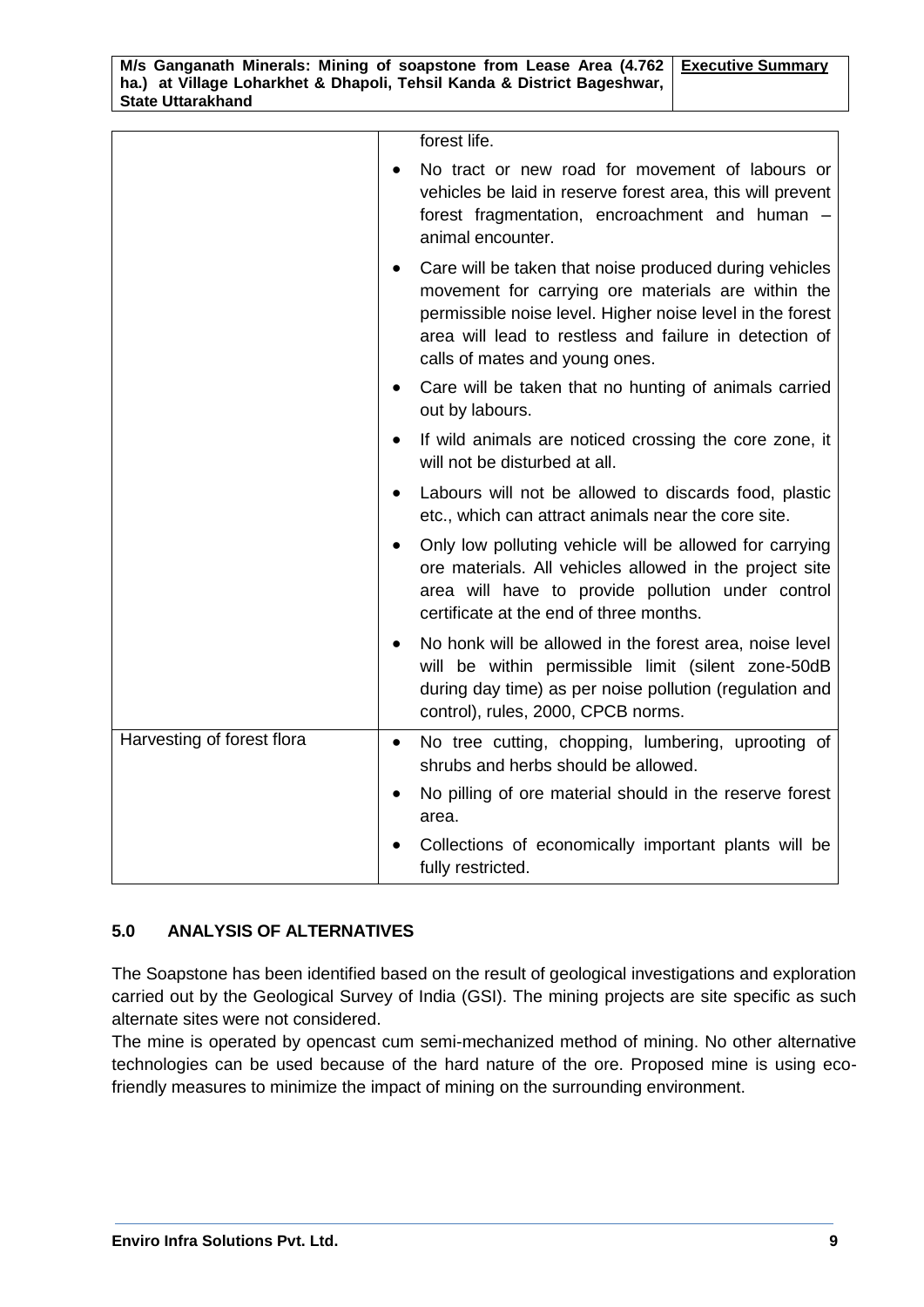| | |
|---|---|
| | forest life.<br>• No tract or new road for movement of labours or vehicles be laid in reserve forest area, this will prevent forest fragmentation, encroachment and human – animal encounter.<br>• Care will be taken that noise produced during vehicles movement for carrying ore materials are within the permissible noise level. Higher noise level in the forest area will lead to restless and failure in detection of calls of mates and young ones.<br>• Care will be taken that no hunting of animals carried out by labours.<br>• If wild animals are noticed crossing the core zone, it will not be disturbed at all.<br>• Labours will not be allowed to discards food, plastic etc., which can attract animals near the core site.<br>• Only low polluting vehicle will be allowed for carrying ore materials. All vehicles allowed in the project site area will have to provide pollution under control certificate at the end of three months.<br>• No honk will be allowed in the forest area, noise level will be within permissible limit (silent zone-50dB during day time) as per noise pollution (regulation and control), rules, 2000, CPCB norms. |
| Harvesting of forest flora | • No tree cutting, chopping, lumbering, uprooting of shrubs and herbs should be allowed.<br>• No pilling of ore material should in the reserve forest area.<br>• Collections of economically important plants will be fully restricted. |

## 5.0 ANALYSIS OF ALTERNATIVES

The Soapstone has been identified based on the result of geological investigations and exploration carried out by the Geological Survey of India (GSI). The mining projects are site specific as such alternate sites were not considered.

The mine is operated by opencast cum semi-mechanized method of mining. No other alternative technologies can be used because of the hard nature of the ore. Proposed mine is using eco-friendly measures to minimize the impact of mining on the surrounding environment.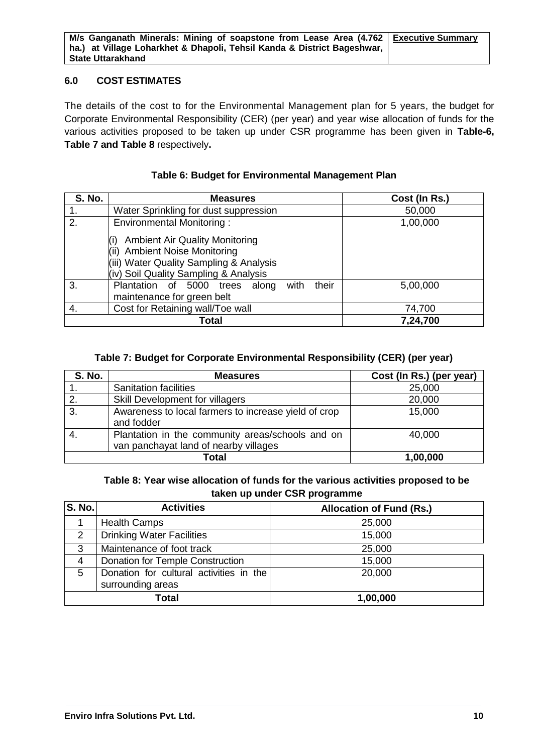## 6.0 COST ESTIMATES

The details of the cost to for the Environmental Management plan for 5 years, the budget for Corporate Environmental Responsibility (CER) (per year) and year wise allocation of funds for the various activities proposed to be taken up under CSR programme has been given in **Table-6, Table 7 and Table 8** respectively**.**

**Table 6: Budget for Environmental Management Plan**

| S. No. | Measures | Cost (In Rs.) |
|---|---|---|
| 1. | Water Sprinkling for dust suppression | 50,000 |
| 2. | Environmental Monitoring :<br>(i) Ambient Air Quality Monitoring<br>(ii) Ambient Noise Monitoring<br>(iii) Water Quality Sampling & Analysis<br>(iv) Soil Quality Sampling & Analysis | 1,00,000 |
| 3. | Plantation of 5000 trees along with their maintenance for green belt | 5,00,000 |
| 4. | Cost for Retaining wall/Toe wall | 74,700 |
| **Total** | | **7,24,700** |

**Table 7: Budget for Corporate Environmental Responsibility (CER) (per year)**

| S. No. | Measures | Cost (In Rs.) (per year) |
|---|---|---|
| 1. | Sanitation facilities | 25,000 |
| 2. | Skill Development for villagers | 20,000 |
| 3. | Awareness to local farmers to increase yield of crop and fodder | 15,000 |
| 4. | Plantation in the community areas/schools and on van panchayat land of nearby villages | 40,000 |
| **Total** | | **1,00,000** |

**Table 8: Year wise allocation of funds for the various activities proposed to be taken up under CSR programme**

| S. No. | Activities | Allocation of Fund (Rs.) |
|---|---|---|
| 1 | Health Camps | 25,000 |
| 2 | Drinking Water Facilities | 15,000 |
| 3 | Maintenance of foot track | 25,000 |
| 4 | Donation for Temple Construction | 15,000 |
| 5 | Donation for cultural activities in the surrounding areas | 20,000 |
| **Total** | | **1,00,000** |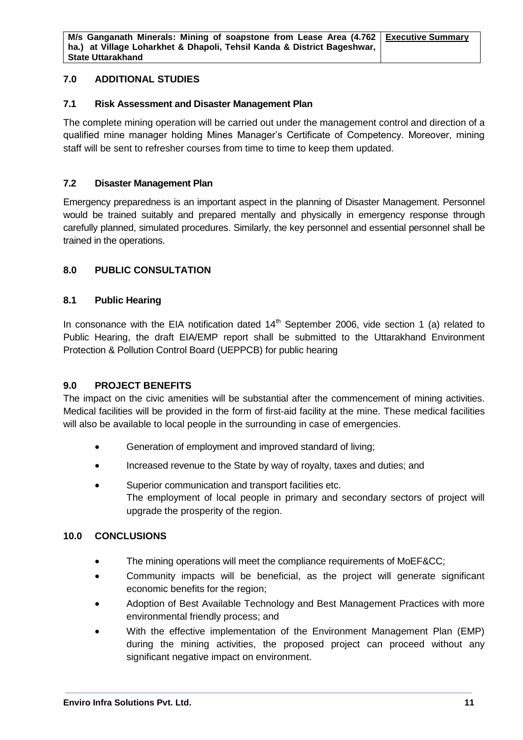## 7.0 ADDITIONAL STUDIES

### 7.1 Risk Assessment and Disaster Management Plan

The complete mining operation will be carried out under the management control and direction of a qualified mine manager holding Mines Manager's Certificate of Competency. Moreover, mining staff will be sent to refresher courses from time to time to keep them updated.

### 7.2 Disaster Management Plan

Emergency preparedness is an important aspect in the planning of Disaster Management. Personnel would be trained suitably and prepared mentally and physically in emergency response through carefully planned, simulated procedures. Similarly, the key personnel and essential personnel shall be trained in the operations.

## 8.0 PUBLIC CONSULTATION

### 8.1 Public Hearing

In consonance with the EIA notification dated 14th September 2006, vide section 1 (a) related to Public Hearing, the draft EIA/EMP report shall be submitted to the Uttarakhand Environment Protection & Pollution Control Board (UEPPCB) for public hearing

## 9.0 PROJECT BENEFITS

The impact on the civic amenities will be substantial after the commencement of mining activities. Medical facilities will be provided in the form of first-aid facility at the mine. These medical facilities will also be available to local people in the surrounding in case of emergencies.

- Generation of employment and improved standard of living;
- Increased revenue to the State by way of royalty, taxes and duties; and
- Superior communication and transport facilities etc.
  The employment of local people in primary and secondary sectors of project will upgrade the prosperity of the region.

## 10.0 CONCLUSIONS

- The mining operations will meet the compliance requirements of MoEF&CC;
- Community impacts will be beneficial, as the project will generate significant economic benefits for the region;
- Adoption of Best Available Technology and Best Management Practices with more environmental friendly process; and
- With the effective implementation of the Environment Management Plan (EMP) during the mining activities, the proposed project can proceed without any significant negative impact on environment.